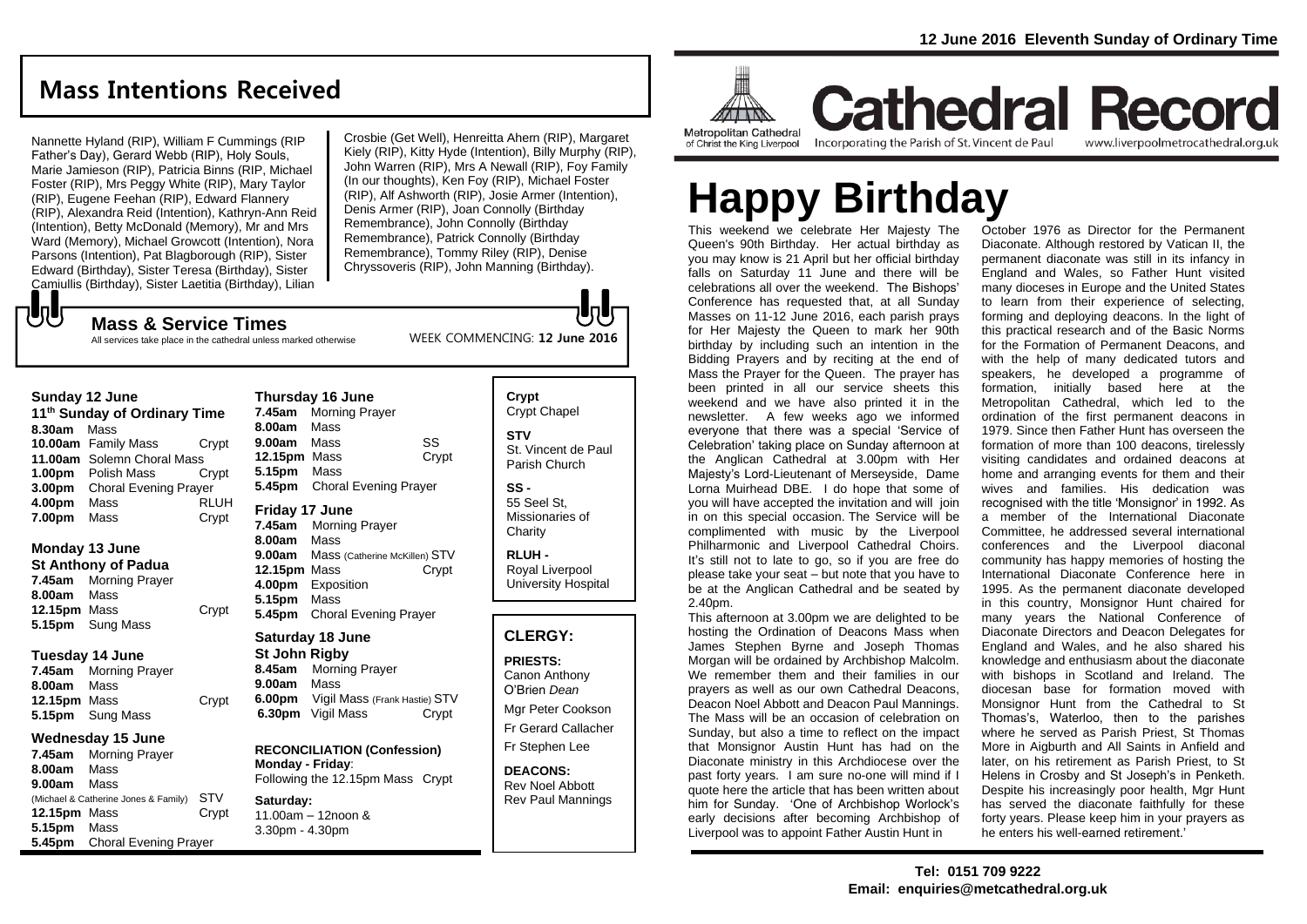12 June 2016 Eleventh Sunday of Ordinary Time

## Mass Intentions Received

Nannette Hyland (RIP), William F Cummings (RIP Father's Day), Gerard Webb (RIP), Holy Souls, Marie Jamieson (RIP), Patricia Binns (RIP, Michael Foster (RIP), Mrs Peggy White (RIP), Mary Taylor (RIP), Eugene Feehan (RIP), Edward Flannery (RIP), Alexandra Reid (Intention), Kathryn-Ann Reid (Intention), Betty McDonald (Memory), Mr and Mrs Ward (Memory), Michael Growcott (Intention), Nora Parsons (Intention), Pat Blagborough (RIP), Sister Edward (Birthday), Sister Teresa (Birthday), Sister Camiullis (Birthday), Sister Laetitia (Birthday), Lilian Crosbie (Get Well), Henreitta Ahern (RIP), Margaret Kiely (RIP), Kitty Hyde (Intention), Billy Murphy (RIP), John Warren (RIP), Mrs A Newall (RIP), Foy Family (In our thoughts), Ken Foy (RIP), Michael Foster (RIP), Alf Ashworth (RIP), Josie Armer (Intention), Denis Armer (RIP), Joan Connolly (Birthday Remembrance), John Connolly (Birthday Remembrance), Patrick Connolly (Birthday Remembrance), Tommy Riley (RIP), Denise Chryssoveris (RIP), John Manning (Birthday).

## Mass & Service Times

All services take place in the cathedral unless marked otherwise

WEEK COMMENCING: **12 June 2016**

### Sunday 12 June
**11th Sunday of Ordinary Time**

| | | |
|---|---|---|
| **8.30am** | Mass | |
| **10.00am** | Family Mass | Crypt |
| **11.00am** | Solemn Choral Mass | |
| **1.00pm** | Polish Mass | Crypt |
| **3.00pm** | Choral Evening Prayer | |
| **4.00pm** | Mass | RLUH |
| **7.00pm** | Mass | Crypt |

### Monday 13 June
**St Anthony of Padua**

| | | |
|---|---|---|
| **7.45am** | Morning Prayer | |
| **8.00am** | Mass | |
| **12.15pm** | Mass | Crypt |
| **5.15pm** | Sung Mass | |

### Tuesday 14 June

| | | |
|---|---|---|
| **7.45am** | Morning Prayer | |
| **8.00am** | Mass | |
| **12.15pm** | Mass | Crypt |
| **5.15pm** | Sung Mass | |

### Wednesday 15 June

| | | |
|---|---|---|
| **7.45am** | Morning Prayer | |
| **8.00am** | Mass | |
| **9.00am** | Mass (Michael & Catherine Jones & Family) | STV |
| **12.15pm** | Mass | Crypt |
| **5.15pm** | Mass | |
| **5.45pm** | Choral Evening Prayer | |

### Thursday 16 June

| | | |
|---|---|---|
| **7.45am** | Morning Prayer | |
| **8.00am** | Mass | |
| **9.00am** | Mass | SS |
| **12.15pm** | Mass | Crypt |
| **5.15pm** | Mass | |
| **5.45pm** | Choral Evening Prayer | |

### Friday 17 June

| | | |
|---|---|---|
| **7.45am** | Morning Prayer | |
| **8.00am** | Mass | |
| **9.00am** | Mass (Catherine McKillen) | STV |
| **12.15pm** | Mass | Crypt |
| **4.00pm** | Exposition | |
| **5.15pm** | Mass | |
| **5.45pm** | Choral Evening Prayer | |

### Saturday 18 June
**St John Rigby**

| | | |
|---|---|---|
| **8.45am** | Morning Prayer | |
| **9.00am** | Mass | |
| **6.00pm** | Vigil Mass (Frank Hastie) | STV |
| **6.30pm** | Vigil Mass | Crypt |

**RECONCILIATION (Confession)**
**Monday - Friday**:
Following the 12.15pm Mass Crypt

**Saturday:**
11.00am – 12noon &
3.30pm - 4.30pm

**Crypt**
Crypt Chapel

**STV**
St. Vincent de Paul Parish Church

**SS -**
55 Seel St, Missionaries of Charity

**RLUH -**
Royal Liverpool University Hospital

## CLERGY:

**PRIESTS:**
Canon Anthony O'Brien *Dean*
Mgr Peter Cookson
Fr Gerard Callacher
Fr Stephen Lee

**DEACONS:**
Rev Noel Abbott
Rev Paul Mannings

Metropolitan Cathedral of Christ the King Liverpool

# Cathedral Record

Incorporating the Parish of St. Vincent de Paul

www.liverpoolmetrocathedral.org.uk

# Happy Birthday

This weekend we celebrate Her Majesty The Queen's 90th Birthday. Her actual birthday as you may know is 21 April but her official birthday falls on Saturday 11 June and there will be celebrations all over the weekend. The Bishops' Conference has requested that, at all Sunday Masses on 11-12 June 2016, each parish prays for Her Majesty the Queen to mark her 90th birthday by including such an intention in the Bidding Prayers and by reciting at the end of Mass the Prayer for the Queen. The prayer has been printed in all our service sheets this weekend and we have also printed it in the newsletter. A few weeks ago we informed everyone that there was a special 'Service of Celebration' taking place on Sunday afternoon at the Anglican Cathedral at 3.00pm with Her Majesty's Lord-Lieutenant of Merseyside, Dame Lorna Muirhead DBE. I do hope that some of you will have accepted the invitation and will join in on this special occasion. The Service will be complimented with music by the Liverpool Philharmonic and Liverpool Cathedral Choirs. It's still not to late to go, so if you are free do please take your seat – but note that you have to be at the Anglican Cathedral and be seated by 2.40pm.

This afternoon at 3.00pm we are delighted to be hosting the Ordination of Deacons Mass when James Stephen Byrne and Joseph Thomas Morgan will be ordained by Archbishop Malcolm. We remember them and their families in our prayers as well as our own Cathedral Deacons, Deacon Noel Abbott and Deacon Paul Mannings. The Mass will be an occasion of celebration on Sunday, but also a time to reflect on the impact that Monsignor Austin Hunt has had on the Diaconate ministry in this Archdiocese over the past forty years. I am sure no-one will mind if I quote here the article that has been written about him for Sunday. 'One of Archbishop Worlock's early decisions after becoming Archbishop of Liverpool was to appoint Father Austin Hunt in October 1976 as Director for the Permanent Diaconate. Although restored by Vatican II, the permanent diaconate was still in its infancy in England and Wales, so Father Hunt visited many dioceses in Europe and the United States to learn from their experience of selecting, forming and deploying deacons. In the light of this practical research and of the Basic Norms for the Formation of Permanent Deacons, and with the help of many dedicated tutors and speakers, he developed a programme of formation, initially based here at the Metropolitan Cathedral, which led to the ordination of the first permanent deacons in 1979. Since then Father Hunt has overseen the formation of more than 100 deacons, tirelessly visiting candidates and ordained deacons at home and arranging events for them and their wives and families. His dedication was recognised with the title 'Monsignor' in 1992. As a member of the International Diaconate Committee, he addressed several international conferences and the Liverpool diaconal community has happy memories of hosting the International Diaconate Conference here in 1995. As the permanent diaconate developed in this country, Monsignor Hunt chaired for many years the National Conference of Diaconate Directors and Deacon Delegates for England and Wales, and he also shared his knowledge and enthusiasm about the diaconate with bishops in Scotland and Ireland. The diocesan base for formation moved with Monsignor Hunt from the Cathedral to St Thomas's, Waterloo, then to the parishes where he served as Parish Priest, St Thomas More in Aigburth and All Saints in Anfield and later, on his retirement as Parish Priest, to St Helens in Crosby and St Joseph's in Penketh. Despite his increasingly poor health, Mgr Hunt has served the diaconate faithfully for these forty years. Please keep him in your prayers as he enters his well-earned retirement.'

**Tel: 0151 709 9222**
**Email: enquiries@metcathedral.org.uk**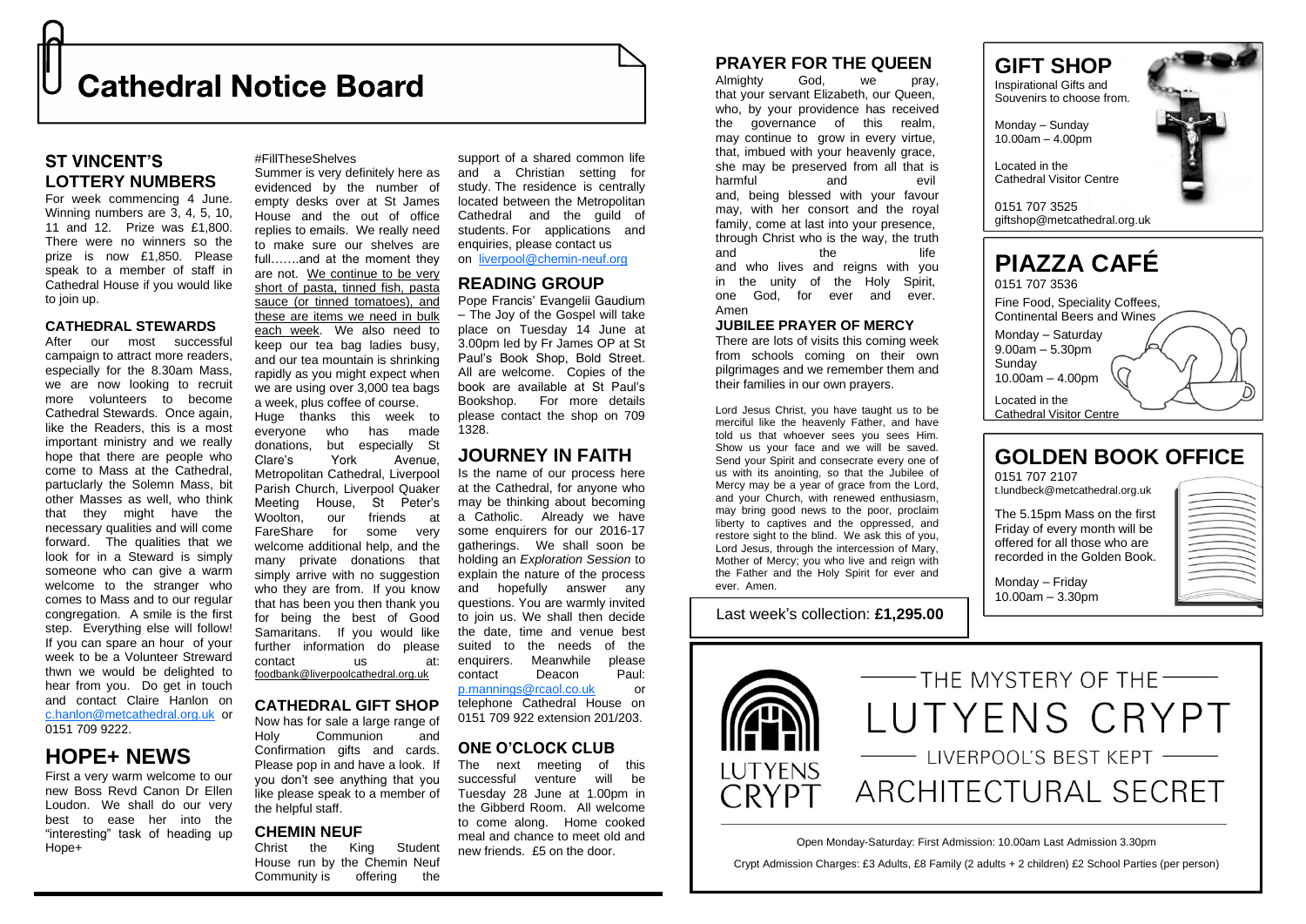# Cathedral Notice Board

## ST VINCENT'S LOTTERY NUMBERS

For week commencing 4 June. Winning numbers are 3, 4, 5, 10, 11 and 12. Prize was £1,800. There were no winners so the prize is now £1,850. Please speak to a member of staff in Cathedral House if you would like to join up.

### CATHEDRAL STEWARDS

After our most successful campaign to attract more readers, especially for the 8.30am Mass, we are now looking to recruit more volunteers to become Cathedral Stewards. Once again, like the Readers, this is a most important ministry and we really hope that there are people who come to Mass at the Cathedral, partuclarly the Solemn Mass, bit other Masses as well, who think that they might have the necessary qualities and will come forward. The qualities that we look for in a Steward is simply someone who can give a warm welcome to the stranger who comes to Mass and to our regular congregation. A smile is the first step. Everything else will follow! If you can spare an hour of your week to be a Volunteer Streward thwn we would be delighted to hear from you. Do get in touch and contact Claire Hanlon on c.hanlon@metcathedral.org.uk or 0151 709 9222.

## HOPE+ NEWS

First a very warm welcome to our new Boss Revd Canon Dr Ellen Loudon. We shall do our very best to ease her into the "interesting" task of heading up Hope+

#FillTheseShelves

Summer is very definitely here as evidenced by the number of empty desks over at St James House and the out of office replies to emails. We really need to make sure our shelves are full…….and at the moment they are not. We continue to be very short of pasta, tinned fish, pasta sauce (or tinned tomatoes), and these are items we need in bulk each week. We also need to keep our tea bag ladies busy, and our tea mountain is shrinking rapidly as you might expect when we are using over 3,000 tea bags a week, plus coffee of course.

Huge thanks this week to everyone who has made donations, but especially St Clare's York Avenue, Metropolitan Cathedral, Liverpool Parish Church, Liverpool Quaker Meeting House, St Peter's Woolton, our friends at FareShare for some very welcome additional help, and the many private donations that simply arrive with no suggestion who they are from. If you know that has been you then thank you for being the best of Good Samaritans. If you would like further information do please contact us at: foodbank@liverpoolcathedral.org.uk

### CATHEDRAL GIFT SHOP

Now has for sale a large range of Holy Communion and Confirmation gifts and cards. Please pop in and have a look. If you don't see anything that you like please speak to a member of the helpful staff.

### CHEMIN NEUF

Christ the King Student House run by the Chemin Neuf Community is offering the support of a shared common life and a Christian setting for study. The residence is centrally located between the Metropolitan Cathedral and the guild of students. For applications and enquiries, please contact us on liverpool@chemin-neuf.org

## READING GROUP

Pope Francis' Evangelii Gaudium – The Joy of the Gospel will take place on Tuesday 14 June at 3.00pm led by Fr James OP at St Paul's Book Shop, Bold Street. All are welcome. Copies of the book are available at St Paul's Bookshop. For more details please contact the shop on 709 1328.

## JOURNEY IN FAITH

Is the name of our process here at the Cathedral, for anyone who may be thinking about becoming a Catholic. Already we have some enquirers for our 2016-17 gatherings. We shall soon be holding an *Exploration Session* to explain the nature of the process and hopefully answer any questions. You are warmly invited to join us. We shall then decide the date, time and venue best suited to the needs of the enquirers. Meanwhile please contact Deacon Paul: p.mannings@rcaol.co.uk or telephone Cathedral House on 0151 709 922 extension 201/203.

### ONE O'CLOCK CLUB

The next meeting of this successful venture will be Tuesday 28 June at 1.00pm in the Gibberd Room. All welcome to come along. Home cooked meal and chance to meet old and new friends. £5 on the door.

## PRAYER FOR THE QUEEN

Almighty God, we pray, that your servant Elizabeth, our Queen, who, by your providence has received the governance of this realm, may continue to grow in every virtue, that, imbued with your heavenly grace, she may be preserved from all that is harmful and evil and, being blessed with your favour may, with her consort and the royal family, come at last into your presence, through Christ who is the way, the truth and the life and who lives and reigns with you in the unity of the Holy Spirit, one God, for ever and ever. Amen

### JUBILEE PRAYER OF MERCY

There are lots of visits this coming week from schools coming on their own pilgrimages and we remember them and their families in our own prayers.

Lord Jesus Christ, you have taught us to be merciful like the heavenly Father, and have told us that whoever sees you sees Him. Show us your face and we will be saved. Send your Spirit and consecrate every one of us with its anointing, so that the Jubilee of Mercy may be a year of grace from the Lord, and your Church, with renewed enthusiasm, may bring good news to the poor, proclaim liberty to captives and the oppressed, and restore sight to the blind. We ask this of you, Lord Jesus, through the intercession of Mary, Mother of Mercy; you who live and reign with the Father and the Holy Spirit for ever and ever. Amen.

Last week's collection: **£1,295.00**

## GIFT SHOP

Inspirational Gifts and Souvenirs to choose from.

Monday – Sunday
10.00am – 4.00pm

Located in the Cathedral Visitor Centre

0151 707 3525
giftshop@metcathedral.org.uk

## PIAZZA CAFÉ

0151 707 3536

Fine Food, Speciality Coffees, Continental Beers and Wines

Monday – Saturday
9.00am – 5.30pm
Sunday
10.00am – 4.00pm

Located in the Cathedral Visitor Centre

## GOLDEN BOOK OFFICE

0151 707 2107
t.lundbeck@metcathedral.org.uk

The 5.15pm Mass on the first Friday of every month will be offered for all those who are recorded in the Golden Book.

Monday – Friday
10.00am – 3.30pm

LUTYENS CRYPT

THE MYSTERY OF THE LUTYENS CRYPT — LIVERPOOL'S BEST KEPT — ARCHITECTURAL SECRET

Open Monday-Saturday: First Admission: 10.00am Last Admission 3.30pm

Crypt Admission Charges: £3 Adults, £8 Family (2 adults + 2 children) £2 School Parties (per person)